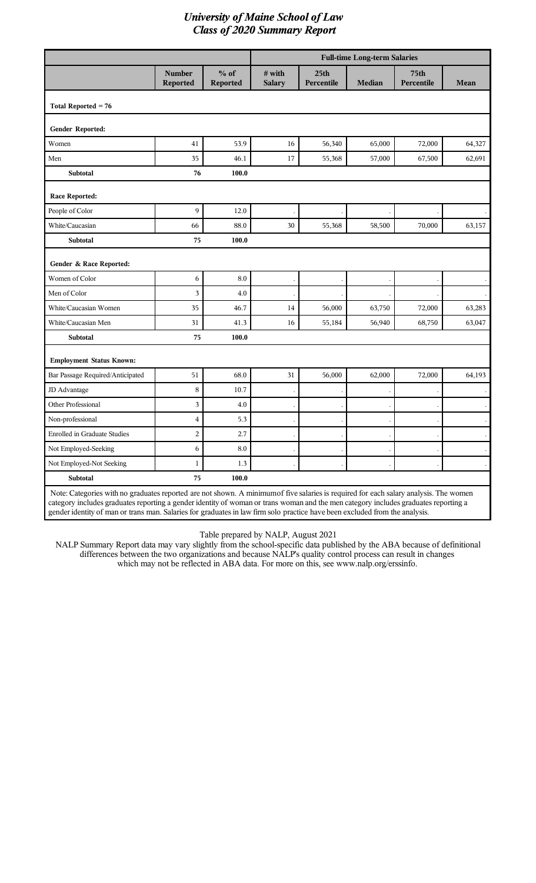# *University of Maine School of Law*
# *Class of 2020 Summary Report*

| | | | Full-time Long-term Salaries | | | | |
|---|---|---|---|---|---|---|---|
| | **Number Reported** | **% of Reported** | **# with Salary** | **25th Percentile** | **Median** | **75th Percentile** | **Mean** |
| **Total Reported = 76** | | | | | | | |
| **Gender Reported:** | | | | | | | |
| Women | 41 | 53.9 | 16 | 56,340 | 65,000 | 72,000 | 64,327 |
| Men | 35 | 46.1 | 17 | 55,368 | 57,000 | 67,500 | 62,691 |
| **Subtotal** | **76** | **100.0** | | | | | |
| **Race Reported:** | | | | | | | |
| People of Color | 9 | 12.0 | . | . | . | . | . |
| White/Caucasian | 66 | 88.0 | 30 | 55,368 | 58,500 | 70,000 | 63,157 |
| **Subtotal** | **75** | **100.0** | | | | | |
| **Gender & Race Reported:** | | | | | | | |
| Women of Color | 6 | 8.0 | . | . | . | . | . |
| Men of Color | 3 | 4.0 | . | . | . | . | . |
| White/Caucasian Women | 35 | 46.7 | 14 | 56,000 | 63,750 | 72,000 | 63,283 |
| White/Caucasian Men | 31 | 41.3 | 16 | 55,184 | 56,940 | 68,750 | 63,047 |
| **Subtotal** | **75** | **100.0** | | | | | |
| **Employment Status Known:** | | | | | | | |
| Bar Passage Required/Anticipated | 51 | 68.0 | 31 | 56,000 | 62,000 | 72,000 | 64,193 |
| JD Advantage | 8 | 10.7 | . | . | . | . | . |
| Other Professional | 3 | 4.0 | . | . | . | . | . |
| Non-professional | 4 | 5.3 | . | . | . | . | . |
| Enrolled in Graduate Studies | 2 | 2.7 | . | . | . | . | . |
| Not Employed-Seeking | 6 | 8.0 | . | . | . | . | . |
| Not Employed-Not Seeking | 1 | 1.3 | . | . | . | . | . |
| **Subtotal** | **75** | **100.0** | | | | | |

Note: Categories with no graduates reported are not shown. A minimum of five salaries is required for each salary analysis. The women category includes graduates reporting a gender identity of woman or trans woman and the men category includes graduates reporting a gender identity of man or trans man. Salaries for graduates in law firm solo practice have been excluded from the analysis.

Table prepared by NALP, August 2021

NALP Summary Report data may vary slightly from the school-specific data published by the ABA because of definitional differences between the two organizations and because NALP's quality control process can result in changes which may not be reflected in ABA data. For more on this, see www.nalp.org/erssinfo.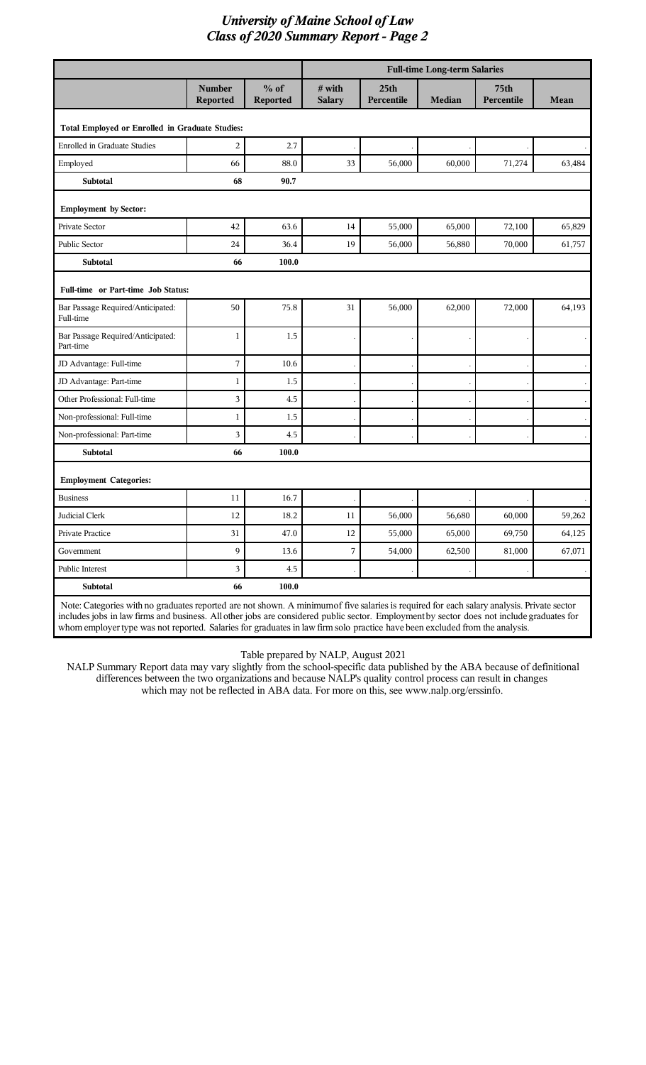# University of Maine School of Law
## Class of 2020 Summary Report - Page 2

| | Number Reported | % of Reported | Full-time Long-term Salaries: # with Salary | 25th Percentile | Median | 75th Percentile | Mean |
|---|---|---|---|---|---|---|---|
| **Total Employed or Enrolled in Graduate Studies:** | | | | | | | |
| Enrolled in Graduate Studies | 2 | 2.7 | . | . | . | . | . |
| Employed | 66 | 88.0 | 33 | 56,000 | 60,000 | 71,274 | 63,484 |
| **Subtotal** | **68** | **90.7** | | | | | |
| **Employment by Sector:** | | | | | | | |
| Private Sector | 42 | 63.6 | 14 | 55,000 | 65,000 | 72,100 | 65,829 |
| Public Sector | 24 | 36.4 | 19 | 56,000 | 56,880 | 70,000 | 61,757 |
| **Subtotal** | **66** | **100.0** | | | | | |
| **Full-time or Part-time Job Status:** | | | | | | | |
| Bar Passage Required/Anticipated: Full-time | 50 | 75.8 | 31 | 56,000 | 62,000 | 72,000 | 64,193 |
| Bar Passage Required/Anticipated: Part-time | 1 | 1.5 | . | . | . | . | . |
| JD Advantage: Full-time | 7 | 10.6 | . | . | . | . | . |
| JD Advantage: Part-time | 1 | 1.5 | . | . | . | . | . |
| Other Professional: Full-time | 3 | 4.5 | . | . | . | . | . |
| Non-professional: Full-time | 1 | 1.5 | . | . | . | . | . |
| Non-professional: Part-time | 3 | 4.5 | . | . | . | . | . |
| **Subtotal** | **66** | **100.0** | | | | | |
| **Employment Categories:** | | | | | | | |
| Business | 11 | 16.7 | . | . | . | . | . |
| Judicial Clerk | 12 | 18.2 | 11 | 56,000 | 56,680 | 60,000 | 59,262 |
| Private Practice | 31 | 47.0 | 12 | 55,000 | 65,000 | 69,750 | 64,125 |
| Government | 9 | 13.6 | 7 | 54,000 | 62,500 | 81,000 | 67,071 |
| Public Interest | 3 | 4.5 | . | . | . | . | . |
| **Subtotal** | **66** | **100.0** | | | | | |

Note: Categories with no graduates reported are not shown. A minimum of five salaries is required for each salary analysis. Private sector includes jobs in law firms and business. All other jobs are considered public sector. Employment by sector does not include graduates for whom employer type was not reported. Salaries for graduates in law firm solo practice have been excluded from the analysis.

Table prepared by NALP, August 2021

NALP Summary Report data may vary slightly from the school-specific data published by the ABA because of definitional differences between the two organizations and because NALP's quality control process can result in changes which may not be reflected in ABA data. For more on this, see www.nalp.org/erssinfo.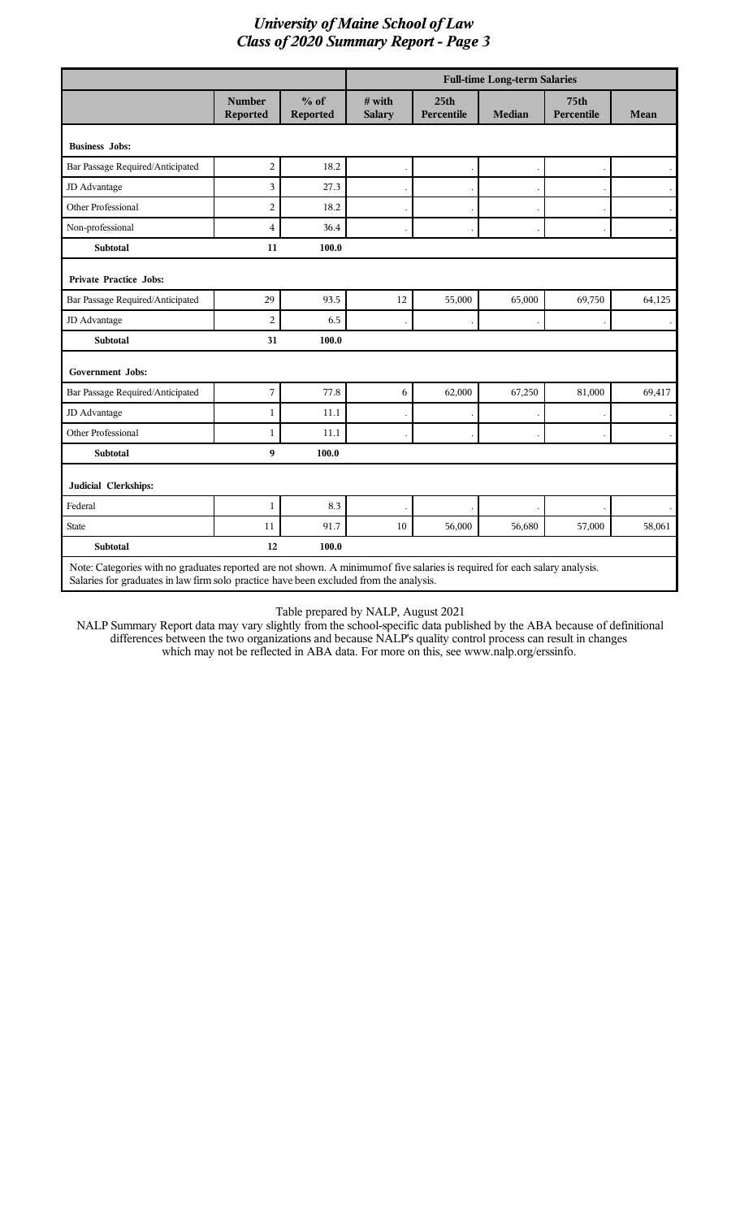# *University of Maine School of Law*
## *Class of 2020 Summary Report - Page 3*

| | Number Reported | % of Reported | Full-time Long-term Salaries | | | | |
|---|---|---|---|---|---|---|---|
| | | | # with Salary | 25th Percentile | Median | 75th Percentile | Mean |
| **Business Jobs:** | | | | | | | |
| Bar Passage Required/Anticipated | 2 | 18.2 | . | . | . | . | . |
| JD Advantage | 3 | 27.3 | . | . | . | . | . |
| Other Professional | 2 | 18.2 | . | . | . | . | . |
| Non-professional | 4 | 36.4 | . | . | . | . | . |
| **Subtotal** | **11** | **100.0** | | | | | |
| **Private Practice Jobs:** | | | | | | | |
| Bar Passage Required/Anticipated | 29 | 93.5 | 12 | 55,000 | 65,000 | 69,750 | 64,125 |
| JD Advantage | 2 | 6.5 | . | . | . | . | . |
| **Subtotal** | **31** | **100.0** | | | | | |
| **Government Jobs:** | | | | | | | |
| Bar Passage Required/Anticipated | 7 | 77.8 | 6 | 62,000 | 67,250 | 81,000 | 69,417 |
| JD Advantage | 1 | 11.1 | . | . | . | . | . |
| Other Professional | 1 | 11.1 | . | . | . | . | . |
| **Subtotal** | **9** | **100.0** | | | | | |
| **Judicial Clerkships:** | | | | | | | |
| Federal | 1 | 8.3 | . | . | . | . | . |
| State | 11 | 91.7 | 10 | 56,000 | 56,680 | 57,000 | 58,061 |
| **Subtotal** | **12** | **100.0** | | | | | |

Note: Categories with no graduates reported are not shown. A minimum of five salaries is required for each salary analysis. Salaries for graduates in law firm solo practice have been excluded from the analysis.

Table prepared by NALP, August 2021

NALP Summary Report data may vary slightly from the school-specific data published by the ABA because of definitional differences between the two organizations and because NALP's quality control process can result in changes which may not be reflected in ABA data. For more on this, see www.nalp.org/erssinfo.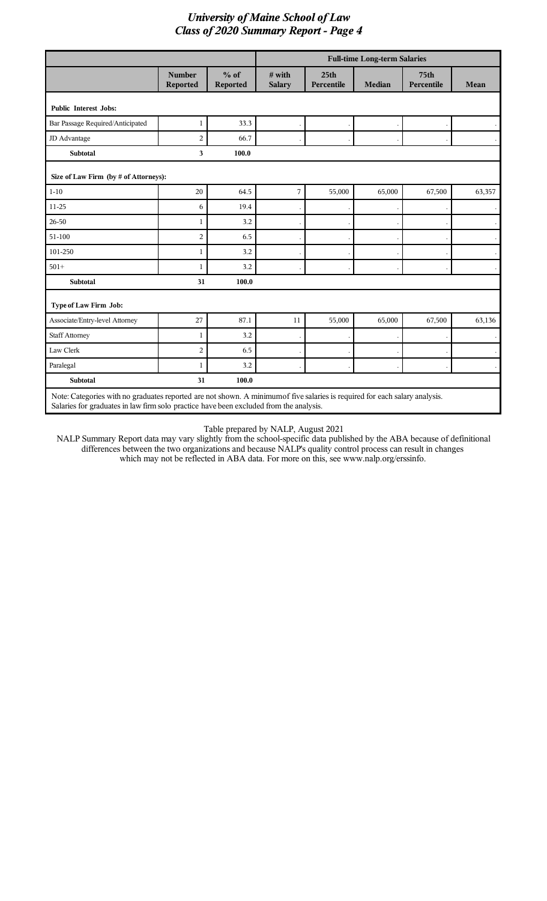# University of Maine School of Law
## Class of 2020 Summary Report - Page 4

| | Number Reported | % of Reported | Full-time Long-term Salaries | | | | |
|---|---|---|---|---|---|---|---|
| | | | # with Salary | 25th Percentile | Median | 75th Percentile | Mean |
| **Public Interest Jobs:** | | | | | | | |
| Bar Passage Required/Anticipated | 1 | 33.3 | . | . | . | . | . |
| JD Advantage | 2 | 66.7 | . | . | . | . | . |
| **Subtotal** | **3** | **100.0** | | | | | |
| **Size of Law Firm (by # of Attorneys):** | | | | | | | |
| 1-10 | 20 | 64.5 | 7 | 55,000 | 65,000 | 67,500 | 63,357 |
| 11-25 | 6 | 19.4 | . | . | . | . | . |
| 26-50 | 1 | 3.2 | . | . | . | . | . |
| 51-100 | 2 | 6.5 | . | . | . | . | . |
| 101-250 | 1 | 3.2 | . | . | . | . | . |
| 501+ | 1 | 3.2 | . | . | . | . | . |
| **Subtotal** | **31** | **100.0** | | | | | |
| **Type of Law Firm Job:** | | | | | | | |
| Associate/Entry-level Attorney | 27 | 87.1 | 11 | 55,000 | 65,000 | 67,500 | 63,136 |
| Staff Attorney | 1 | 3.2 | . | . | . | . | . |
| Law Clerk | 2 | 6.5 | . | . | . | . | . |
| Paralegal | 1 | 3.2 | . | . | . | . | . |
| **Subtotal** | **31** | **100.0** | | | | | |

Note: Categories with no graduates reported are not shown. A minimumof five salaries is required for each salary analysis. Salaries for graduates in law firm solo practice have been excluded from the analysis.

Table prepared by NALP, August 2021

NALP Summary Report data may vary slightly from the school-specific data published by the ABA because of definitional differences between the two organizations and because NALP's quality control process can result in changes which may not be reflected in ABA data. For more on this, see www.nalp.org/erssinfo.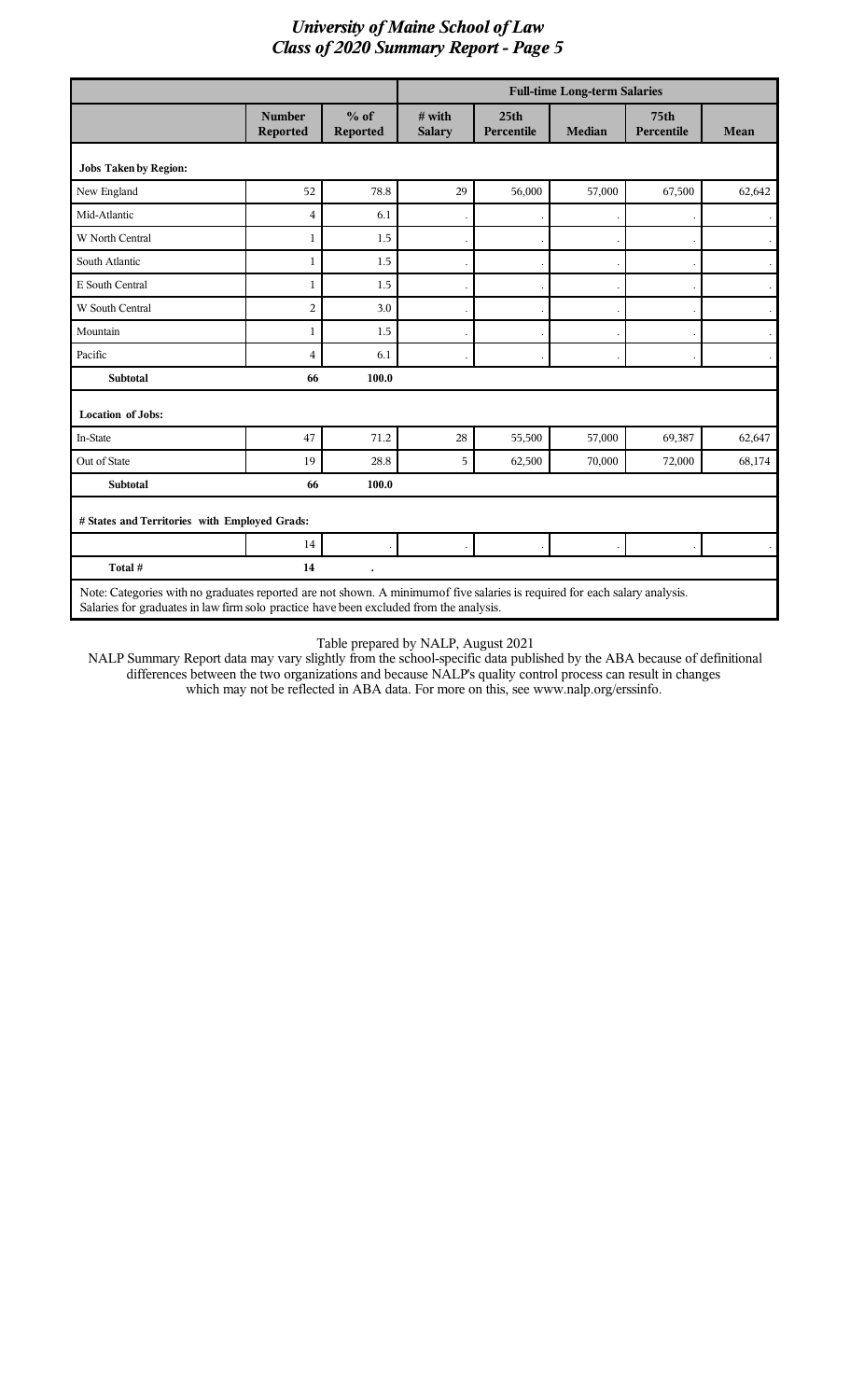# University of Maine School of Law
## Class of 2020 Summary Report - Page 5

| | Number Reported | % of Reported | Full-time Long-term Salaries: # with Salary | 25th Percentile | Median | 75th Percentile | Mean |
|---|---|---|---|---|---|---|---|
| **Jobs Taken by Region:** | | | | | | | |
| New England | 52 | 78.8 | 29 | 56,000 | 57,000 | 67,500 | 62,642 |
| Mid-Atlantic | 4 | 6.1 | . | . | . | . | . |
| W North Central | 1 | 1.5 | . | . | . | . | . |
| South Atlantic | 1 | 1.5 | . | . | . | . | . |
| E South Central | 1 | 1.5 | . | . | . | . | . |
| W South Central | 2 | 3.0 | . | . | . | . | . |
| Mountain | 1 | 1.5 | . | . | . | . | . |
| Pacific | 4 | 6.1 | . | . | . | . | . |
| **Subtotal** | **66** | **100.0** | | | | | |
| **Location of Jobs:** | | | | | | | |
| In-State | 47 | 71.2 | 28 | 55,500 | 57,000 | 69,387 | 62,647 |
| Out of State | 19 | 28.8 | 5 | 62,500 | 70,000 | 72,000 | 68,174 |
| **Subtotal** | **66** | **100.0** | | | | | |
| **# States and Territories with Employed Grads:** | | | | | | | |
| | 14 | . | . | . | . | . | . |
| **Total #** | **14** | **.** | | | | | |

Note: Categories with no graduates reported are not shown. A minimum of five salaries is required for each salary analysis. Salaries for graduates in law firm solo practice have been excluded from the analysis.

Table prepared by NALP, August 2021

NALP Summary Report data may vary slightly from the school-specific data published by the ABA because of definitional differences between the two organizations and because NALP's quality control process can result in changes which may not be reflected in ABA data. For more on this, see www.nalp.org/erssinfo.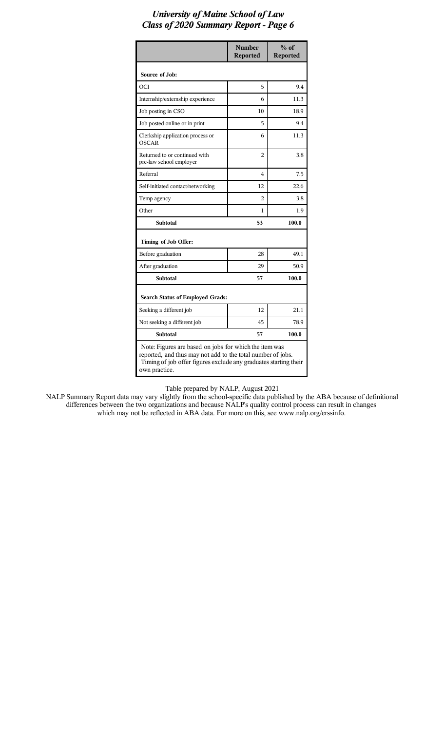# University of Maine School of Law
## Class of 2020 Summary Report - Page 6

| | Number Reported | % of Reported |
|---|---|---|
| **Source of Job:** | | |
| OCI | 5 | 9.4 |
| Internship/externship experience | 6 | 11.3 |
| Job posting in CSO | 10 | 18.9 |
| Job posted online or in print | 5 | 9.4 |
| Clerkship application process or OSCAR | 6 | 11.3 |
| Returned to or continued with pre-law school employer | 2 | 3.8 |
| Referral | 4 | 7.5 |
| Self-initiated contact/networking | 12 | 22.6 |
| Temp agency | 2 | 3.8 |
| Other | 1 | 1.9 |
| **Subtotal** | **53** | **100.0** |
| **Timing of Job Offer:** | | |
| Before graduation | 28 | 49.1 |
| After graduation | 29 | 50.9 |
| **Subtotal** | **57** | **100.0** |
| **Search Status of Employed Grads:** | | |
| Seeking a different job | 12 | 21.1 |
| Not seeking a different job | 45 | 78.9 |
| **Subtotal** | **57** | **100.0** |

Note: Figures are based on jobs for which the item was reported, and thus may not add to the total number of jobs. Timing of job offer figures exclude any graduates starting their own practice.

Table prepared by NALP, August 2021

NALP Summary Report data may vary slightly from the school-specific data published by the ABA because of definitional differences between the two organizations and because NALP's quality control process can result in changes which may not be reflected in ABA data. For more on this, see www.nalp.org/erssinfo.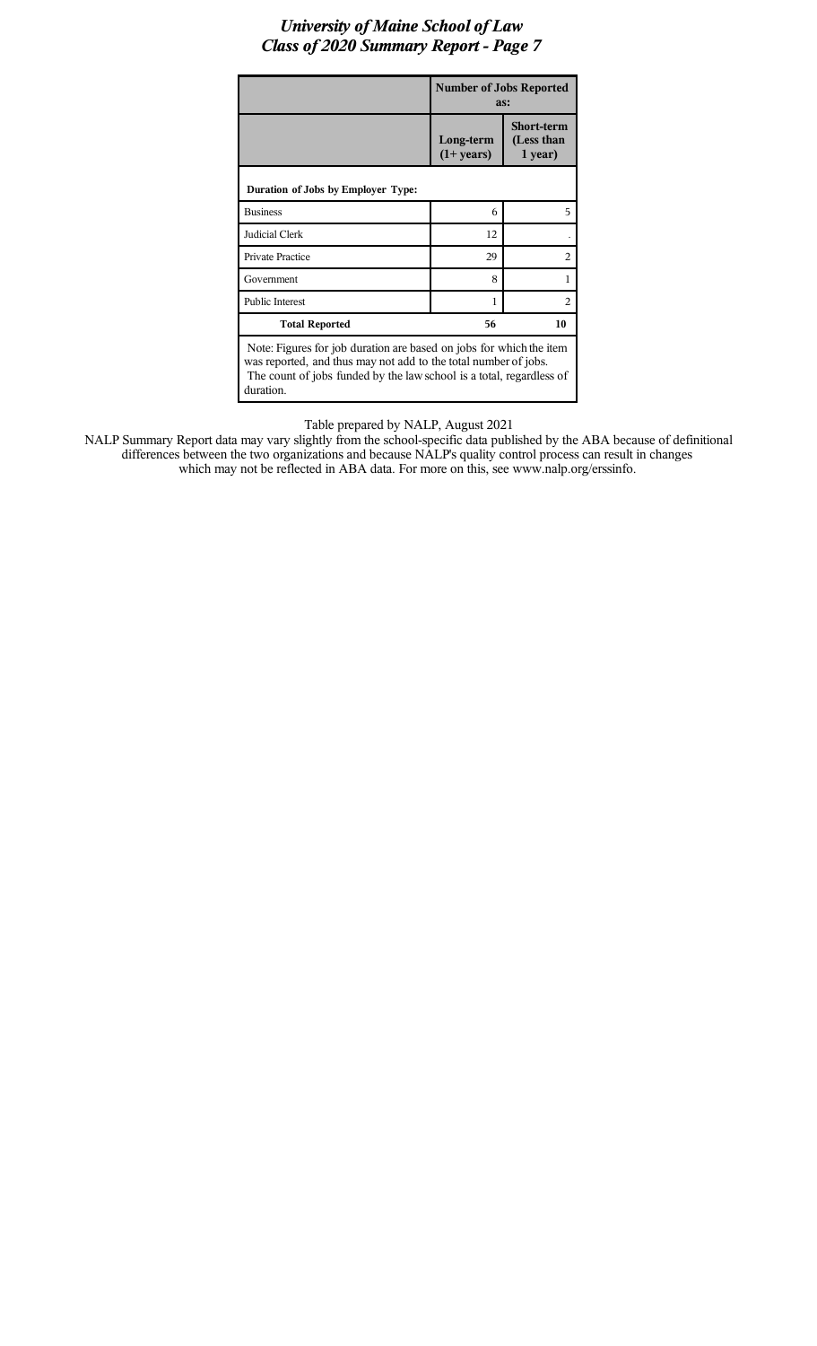# *University of Maine School of Law*
## *Class of 2020 Summary Report - Page 7*

| | **Number of Jobs Reported as:** | |
|---|---|---|
| | **Long-term (1+ years)** | **Short-term (Less than 1 year)** |
| **Duration of Jobs by Employer Type:** | | |
| Business | 6 | 5 |
| Judicial Clerk | 12 | . |
| Private Practice | 29 | 2 |
| Government | 8 | 1 |
| Public Interest | 1 | 2 |
| **Total Reported** | **56** | **10** |

Note: Figures for job duration are based on jobs for which the item was reported, and thus may not add to the total number of jobs. The count of jobs funded by the law school is a total, regardless of duration.

Table prepared by NALP, August 2021

NALP Summary Report data may vary slightly from the school-specific data published by the ABA because of definitional differences between the two organizations and because NALP's quality control process can result in changes which may not be reflected in ABA data. For more on this, see www.nalp.org/erssinfo.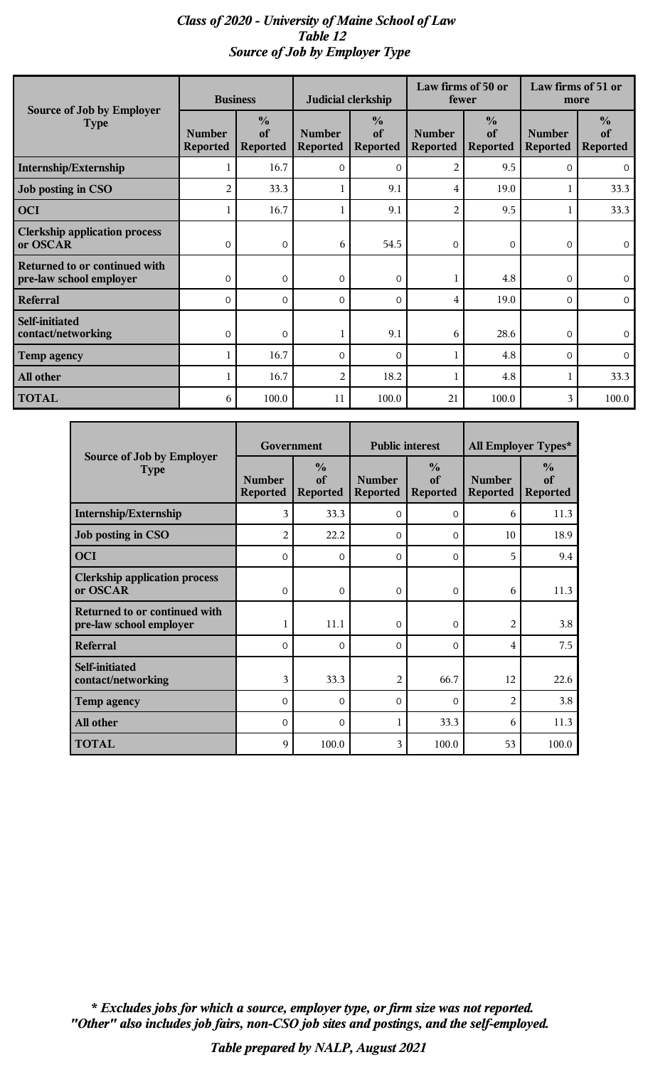# *Class of 2020 - University of Maine School of Law*
## *Table 12*
## *Source of Job by Employer Type*

| Source of Job by Employer Type | Business | | Judicial clerkship | | Law firms of 50 or fewer | | Law firms of 51 or more | |
|---|---|---|---|---|---|---|---|---|
| | Number Reported | % of Reported | Number Reported | % of Reported | Number Reported | % of Reported | Number Reported | % of Reported |
| **Internship/Externship** | 1 | 16.7 | 0 | 0 | 2 | 9.5 | 0 | 0 |
| **Job posting in CSO** | 2 | 33.3 | 1 | 9.1 | 4 | 19.0 | 1 | 33.3 |
| **OCI** | 1 | 16.7 | 1 | 9.1 | 2 | 9.5 | 1 | 33.3 |
| **Clerkship application process or OSCAR** | 0 | 0 | 6 | 54.5 | 0 | 0 | 0 | 0 |
| **Returned to or continued with pre-law school employer** | 0 | 0 | 0 | 0 | 1 | 4.8 | 0 | 0 |
| **Referral** | 0 | 0 | 0 | 0 | 4 | 19.0 | 0 | 0 |
| **Self-initiated contact/networking** | 0 | 0 | 1 | 9.1 | 6 | 28.6 | 0 | 0 |
| **Temp agency** | 1 | 16.7 | 0 | 0 | 1 | 4.8 | 0 | 0 |
| **All other** | 1 | 16.7 | 2 | 18.2 | 1 | 4.8 | 1 | 33.3 |
| **TOTAL** | 6 | 100.0 | 11 | 100.0 | 21 | 100.0 | 3 | 100.0 |

| Source of Job by Employer Type | Government | | Public interest | | All Employer Types* | |
|---|---|---|---|---|---|---|
| | Number Reported | % of Reported | Number Reported | % of Reported | Number Reported | % of Reported |
| **Internship/Externship** | 3 | 33.3 | 0 | 0 | 6 | 11.3 |
| **Job posting in CSO** | 2 | 22.2 | 0 | 0 | 10 | 18.9 |
| **OCI** | 0 | 0 | 0 | 0 | 5 | 9.4 |
| **Clerkship application process or OSCAR** | 0 | 0 | 0 | 0 | 6 | 11.3 |
| **Returned to or continued with pre-law school employer** | 1 | 11.1 | 0 | 0 | 2 | 3.8 |
| **Referral** | 0 | 0 | 0 | 0 | 4 | 7.5 |
| **Self-initiated contact/networking** | 3 | 33.3 | 2 | 66.7 | 12 | 22.6 |
| **Temp agency** | 0 | 0 | 0 | 0 | 2 | 3.8 |
| **All other** | 0 | 0 | 1 | 33.3 | 6 | 11.3 |
| **TOTAL** | 9 | 100.0 | 3 | 100.0 | 53 | 100.0 |

***\* Excludes jobs for which a source, employer type, or firm size was not reported.***
***"Other" also includes job fairs, non-CSO job sites and postings, and the self-employed.***

***Table prepared by NALP, August 2021***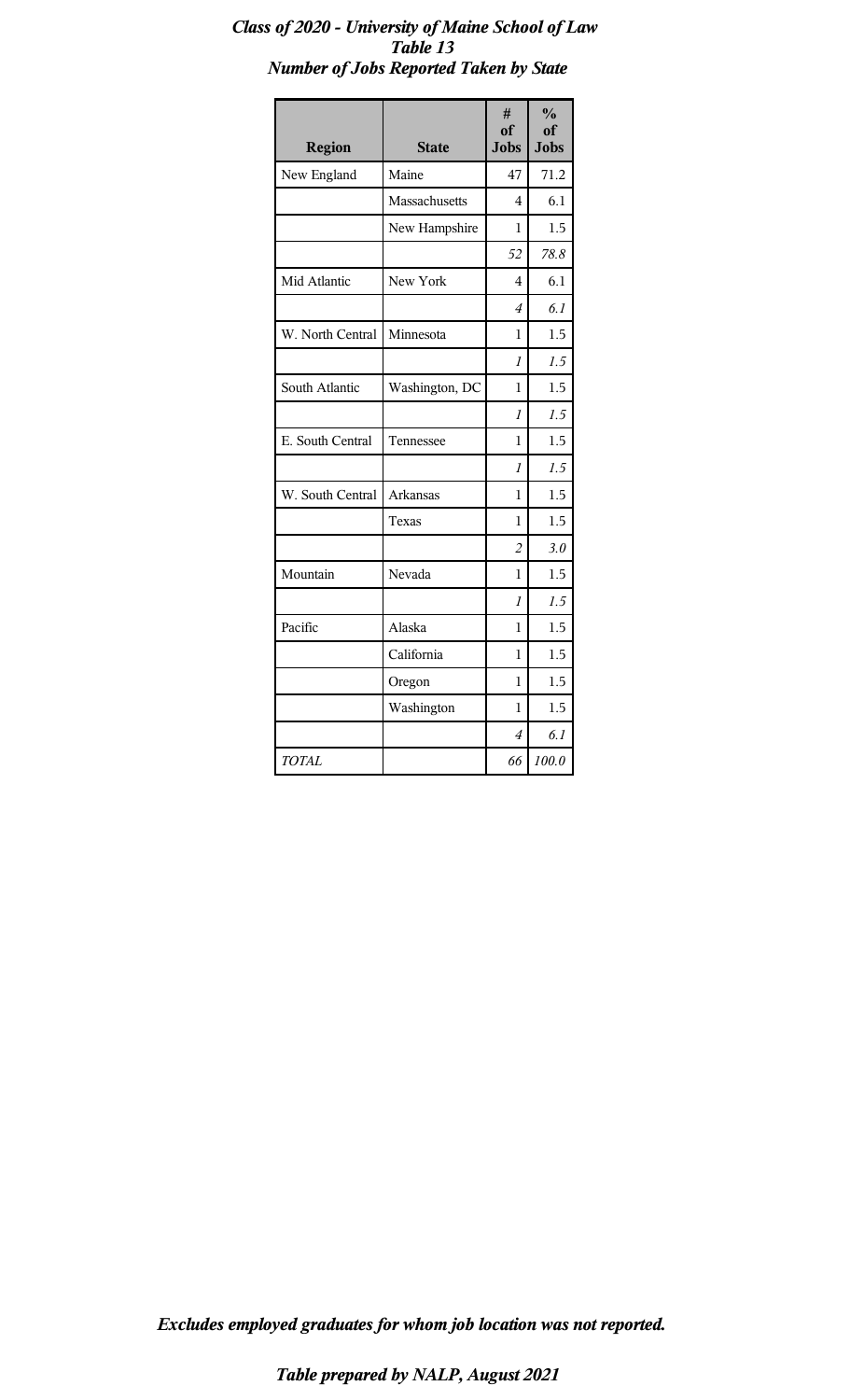***Class of 2020 - University of Maine School of Law***
***Table 13***
***Number of Jobs Reported Taken by State***

| Region | State | # of Jobs | % of Jobs |
|---|---|---|---|
| New England | Maine | 47 | 71.2 |
| | Massachusetts | 4 | 6.1 |
| | New Hampshire | 1 | 1.5 |
| | | *52* | *78.8* |
| Mid Atlantic | New York | 4 | 6.1 |
| | | *4* | *6.1* |
| W. North Central | Minnesota | 1 | 1.5 |
| | | *1* | *1.5* |
| South Atlantic | Washington, DC | 1 | 1.5 |
| | | *1* | *1.5* |
| E. South Central | Tennessee | 1 | 1.5 |
| | | *1* | *1.5* |
| W. South Central | Arkansas | 1 | 1.5 |
| | Texas | 1 | 1.5 |
| | | *2* | *3.0* |
| Mountain | Nevada | 1 | 1.5 |
| | | *1* | *1.5* |
| Pacific | Alaska | 1 | 1.5 |
| | California | 1 | 1.5 |
| | Oregon | 1 | 1.5 |
| | Washington | 1 | 1.5 |
| | | *4* | *6.1* |
| *TOTAL* | | *66* | *100.0* |

***Excludes employed graduates for whom job location was not reported.***

***Table prepared by NALP, August 2021***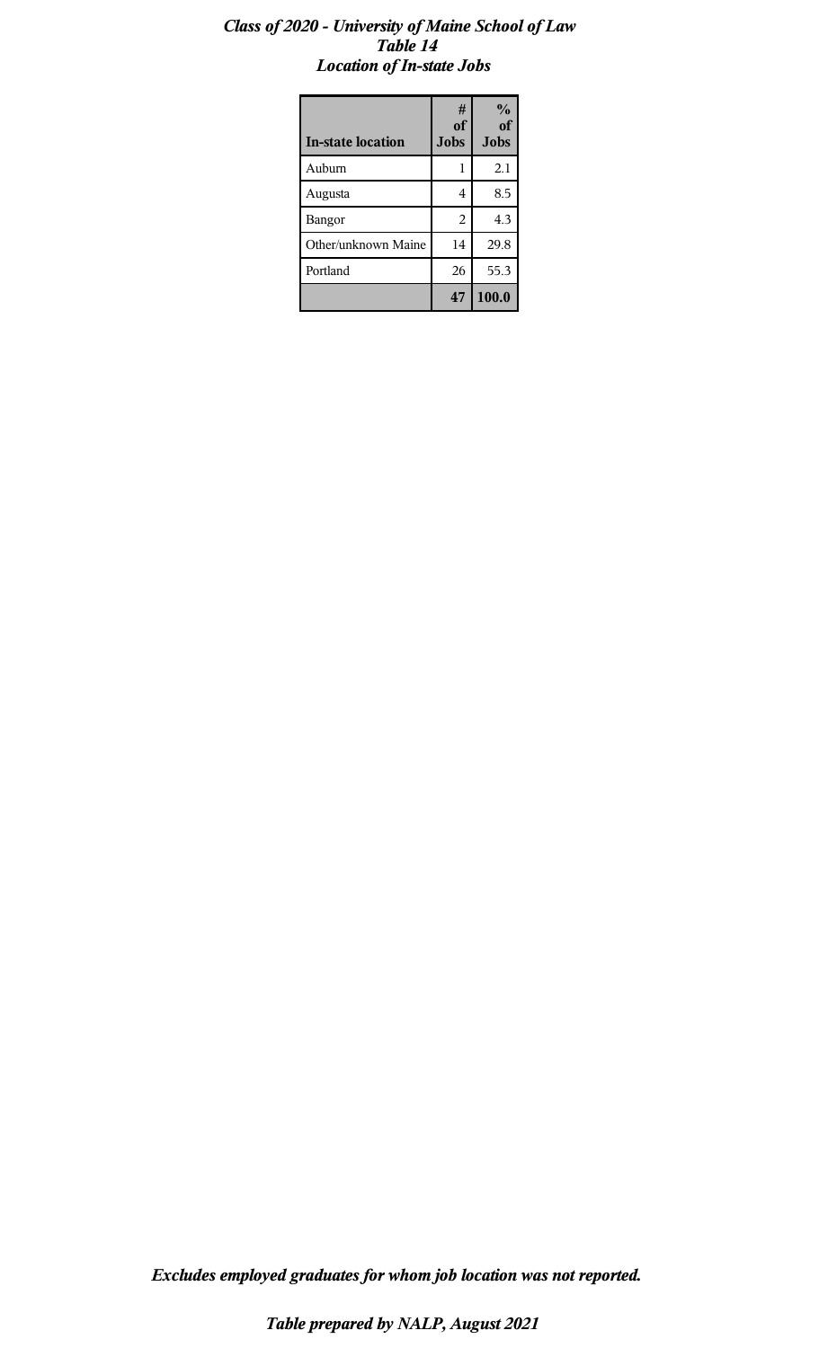***Class of 2020 - University of Maine School of Law***
***Table 14***
***Location of In-state Jobs***

| In-state location | # of Jobs | % of Jobs |
|---|---|---|
| Auburn | 1 | 2.1 |
| Augusta | 4 | 8.5 |
| Bangor | 2 | 4.3 |
| Other/unknown Maine | 14 | 29.8 |
| Portland | 26 | 55.3 |
| | **47** | **100.0** |

***Excludes employed graduates for whom job location was not reported.***

***Table prepared by NALP, August 2021***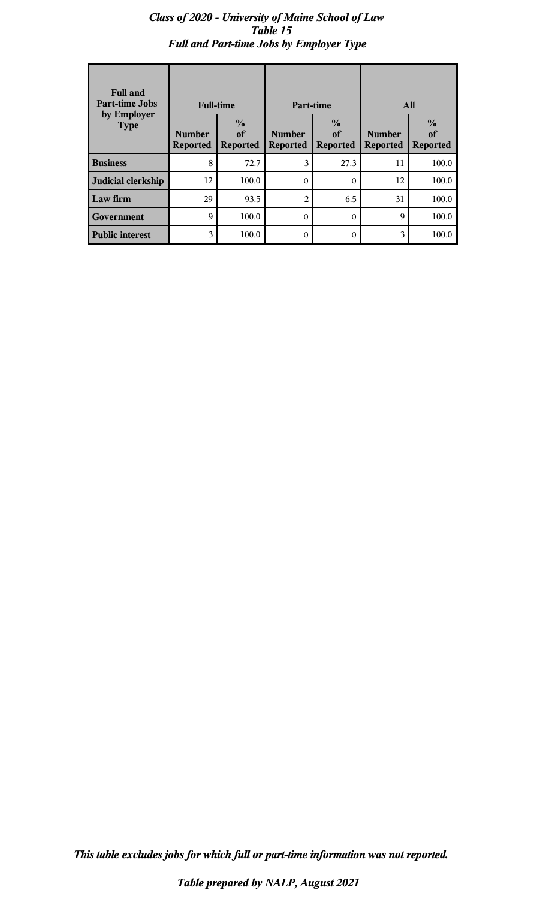***Class of 2020 - University of Maine School of Law***
***Table 15***
***Full and Part-time Jobs by Employer Type***

| Full and Part-time Jobs by Employer Type | Full-time | | Part-time | | All | |
|---|---|---|---|---|---|---|
| | Number Reported | % of Reported | Number Reported | % of Reported | Number Reported | % of Reported |
| **Business** | 8 | 72.7 | 3 | 27.3 | 11 | 100.0 |
| **Judicial clerkship** | 12 | 100.0 | 0 | 0 | 12 | 100.0 |
| **Law firm** | 29 | 93.5 | 2 | 6.5 | 31 | 100.0 |
| **Government** | 9 | 100.0 | 0 | 0 | 9 | 100.0 |
| **Public interest** | 3 | 100.0 | 0 | 0 | 3 | 100.0 |

***This table excludes jobs for which full or part-time information was not reported.***

***Table prepared by NALP, August 2021***